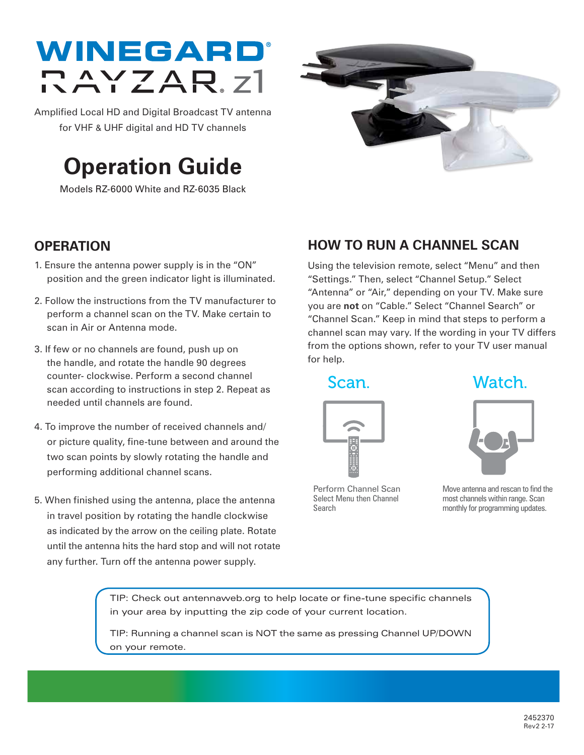# WINEGARD® RAYZAR z1

Amplified Local HD and Digital Broadcast TV antenna for VHF & UHF digital and HD TV channels

# Operation Guide

Models RZ-6000 White and RZ-6035 Black

## OPERATION

1. Ensure the antenna power supply is in the "ON" position and the green indicator light is illuminated.

2. Follow the instructions from the TV manufacturer to perform a channel scan on the TV. Make certain to scan in Air or Antenna mode.

3. If few or no channels are found, push up on the handle, and rotate the handle 90 degrees counter- clockwise. Perform a second channel scan according to instructions in step 2. Repeat as needed until channels are found.

4. To improve the number of received channels and/or picture quality, fine-tune between and around the two scan points by slowly rotating the handle and performing additional channel scans.

5. When finished using the antenna, place the antenna in travel position by rotating the handle clockwise as indicated by the arrow on the ceiling plate. Rotate until the antenna hits the hard stop and will not rotate any further. Turn off the antenna power supply.

## HOW TO RUN A CHANNEL SCAN

Using the television remote, select "Menu" and then "Settings." Then, select "Channel Setup." Select "Antenna" or "Air," depending on your TV. Make sure you are **not** on "Cable." Select "Channel Search" or "Channel Scan." Keep in mind that steps to perform a channel scan may vary. If the wording in your TV differs from the options shown, refer to your TV user manual for help.

**Scan.**

Perform Channel Scan Select Menu then Channel Search

**Watch.**

Move antenna and rescan to find the most channels within range. Scan monthly for programming updates.

TIP: Check out antennaweb.org to help locate or fine-tune specific channels in your area by inputting the zip code of your current location.

TIP: Running a channel scan is NOT the same as pressing Channel UP/DOWN on your remote.

2452370
Rev2 2-17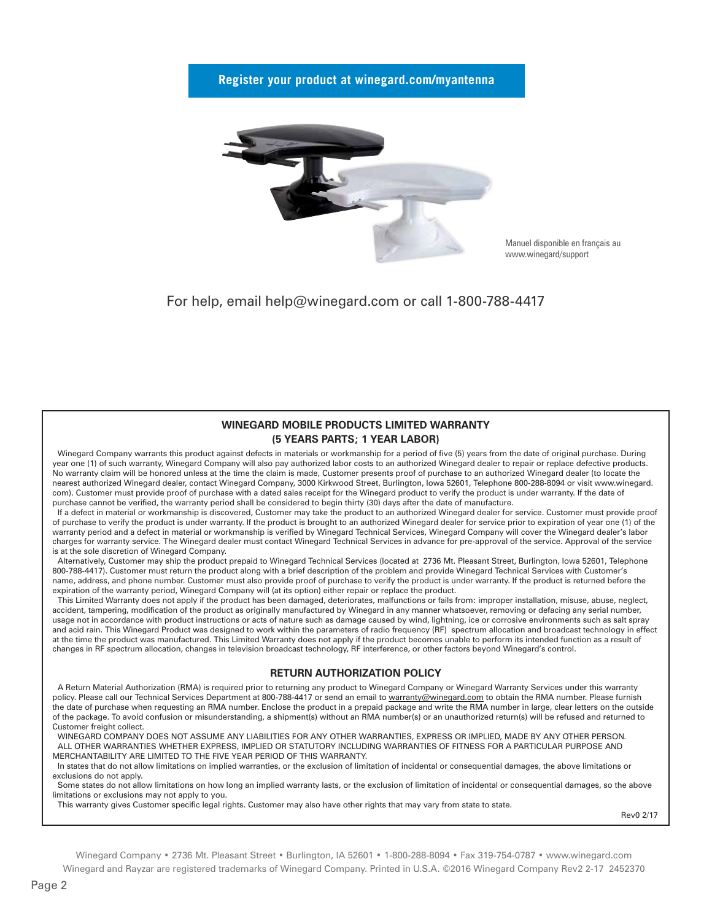**Register your product at winegard.com/myantenna**

Manuel disponible en français au www.winegard/support

For help, email help@winegard.com or call 1-800-788-4417

## WINEGARD MOBILE PRODUCTS LIMITED WARRANTY
## (5 YEARS PARTS; 1 YEAR LABOR)

Winegard Company warrants this product against defects in materials or workmanship for a period of five (5) years from the date of original purchase. During year one (1) of such warranty, Winegard Company will also pay authorized labor costs to an authorized Winegard dealer to repair or replace defective products. No warranty claim will be honored unless at the time the claim is made, Customer presents proof of purchase to an authorized Winegard dealer (to locate the nearest authorized Winegard dealer, contact Winegard Company, 3000 Kirkwood Street, Burlington, Iowa 52601, Telephone 800-288-8094 or visit www.winegard.com). Customer must provide proof of purchase with a dated sales receipt for the Winegard product to verify the product is under warranty. If the date of purchase cannot be verified, the warranty period shall be considered to begin thirty (30) days after the date of manufacture.

If a defect in material or workmanship is discovered, Customer may take the product to an authorized Winegard dealer for service. Customer must provide proof of purchase to verify the product is under warranty. If the product is brought to an authorized Winegard dealer for service prior to expiration of year one (1) of the warranty period and a defect in material or workmanship is verified by Winegard Technical Services, Winegard Company will cover the Winegard dealer's labor charges for warranty service. The Winegard dealer must contact Winegard Technical Services in advance for pre-approval of the service. Approval of the service is at the sole discretion of Winegard Company.

Alternatively, Customer may ship the product prepaid to Winegard Technical Services (located at 2736 Mt. Pleasant Street, Burlington, Iowa 52601, Telephone 800-788-4417). Customer must return the product along with a brief description of the problem and provide Winegard Technical Services with Customer's name, address, and phone number. Customer must also provide proof of purchase to verify the product is under warranty. If the product is returned before the expiration of the warranty period, Winegard Company will (at its option) either repair or replace the product.

This Limited Warranty does not apply if the product has been damaged, deteriorates, malfunctions or fails from: improper installation, misuse, abuse, neglect, accident, tampering, modification of the product as originally manufactured by Winegard in any manner whatsoever, removing or defacing any serial number, usage not in accordance with product instructions or acts of nature such as damage caused by wind, lightning, ice or corrosive environments such as salt spray and acid rain. This Winegard Product was designed to work within the parameters of radio frequency (RF) spectrum allocation and broadcast technology in effect at the time the product was manufactured. This Limited Warranty does not apply if the product becomes unable to perform its intended function as a result of changes in RF spectrum allocation, changes in television broadcast technology, RF interference, or other factors beyond Winegard's control.

## RETURN AUTHORIZATION POLICY

A Return Material Authorization (RMA) is required prior to returning any product to Winegard Company or Winegard Warranty Services under this warranty policy. Please call our Technical Services Department at 800-788-4417 or send an email to warranty@winegard.com to obtain the RMA number. Please furnish the date of purchase when requesting an RMA number. Enclose the product in a prepaid package and write the RMA number in large, clear letters on the outside of the package. To avoid confusion or misunderstanding, a shipment(s) without an RMA number(s) or an unauthorized return(s) will be refused and returned to Customer freight collect.

WINEGARD COMPANY DOES NOT ASSUME ANY LIABILITIES FOR ANY OTHER WARRANTIES, EXPRESS OR IMPLIED, MADE BY ANY OTHER PERSON.

ALL OTHER WARRANTIES WHETHER EXPRESS, IMPLIED OR STATUTORY INCLUDING WARRANTIES OF FITNESS FOR A PARTICULAR PURPOSE AND MERCHANTABILITY ARE LIMITED TO THE FIVE YEAR PERIOD OF THIS WARRANTY.

In states that do not allow limitations on implied warranties, or the exclusion of limitation of incidental or consequential damages, the above limitations or exclusions do not apply.

Some states do not allow limitations on how long an implied warranty lasts, or the exclusion of limitation of incidental or consequential damages, so the above limitations or exclusions may not apply to you.

This warranty gives Customer specific legal rights. Customer may also have other rights that may vary from state to state.

Rev0 2/17

Winegard Company • 2736 Mt. Pleasant Street • Burlington, IA 52601 • 1-800-288-8094 • Fax 319-754-0787 • www.winegard.com
Winegard and Rayzar are registered trademarks of Winegard Company. Printed in U.S.A. ©2016 Winegard Company Rev2 2-17 2452370